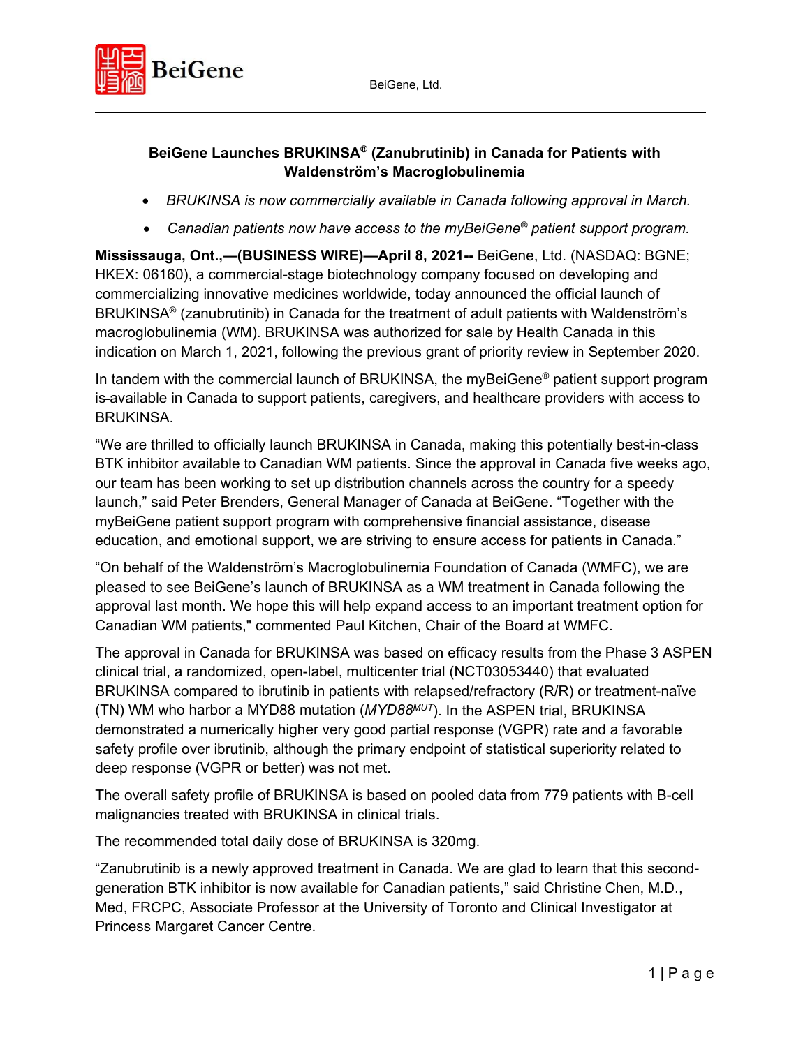BeiGene, Ltd.

## BeiGene Launches BRUKINSA® (Zanubrutinib) in Canada for Patients with Waldenström's Macroglobulinemia

- *BRUKINSA is now commercially available in Canada following approval in March.*
- *Canadian patients now have access to the myBeiGene® patient support program.*

**Mississauga, Ont.,—(BUSINESS WIRE)—April 8, 2021--** BeiGene, Ltd. (NASDAQ: BGNE; HKEX: 06160), a commercial-stage biotechnology company focused on developing and commercializing innovative medicines worldwide, today announced the official launch of BRUKINSA® (zanubrutinib) in Canada for the treatment of adult patients with Waldenström's macroglobulinemia (WM). BRUKINSA was authorized for sale by Health Canada in this indication on March 1, 2021, following the previous grant of priority review in September 2020.

In tandem with the commercial launch of BRUKINSA, the myBeiGene® patient support program is available in Canada to support patients, caregivers, and healthcare providers with access to BRUKINSA.

"We are thrilled to officially launch BRUKINSA in Canada, making this potentially best-in-class BTK inhibitor available to Canadian WM patients. Since the approval in Canada five weeks ago, our team has been working to set up distribution channels across the country for a speedy launch," said Peter Brenders, General Manager of Canada at BeiGene. "Together with the myBeiGene patient support program with comprehensive financial assistance, disease education, and emotional support, we are striving to ensure access for patients in Canada."

"On behalf of the Waldenström's Macroglobulinemia Foundation of Canada (WMFC), we are pleased to see BeiGene's launch of BRUKINSA as a WM treatment in Canada following the approval last month. We hope this will help expand access to an important treatment option for Canadian WM patients," commented Paul Kitchen, Chair of the Board at WMFC.

The approval in Canada for BRUKINSA was based on efficacy results from the Phase 3 ASPEN clinical trial, a randomized, open-label, multicenter trial (NCT03053440) that evaluated BRUKINSA compared to ibrutinib in patients with relapsed/refractory (R/R) or treatment-naïve (TN) WM who harbor a MYD88 mutation (*MYD88*$^{MUT}$). In the ASPEN trial, BRUKINSA demonstrated a numerically higher very good partial response (VGPR) rate and a favorable safety profile over ibrutinib, although the primary endpoint of statistical superiority related to deep response (VGPR or better) was not met.

The overall safety profile of BRUKINSA is based on pooled data from 779 patients with B-cell malignancies treated with BRUKINSA in clinical trials.

The recommended total daily dose of BRUKINSA is 320mg.

"Zanubrutinib is a newly approved treatment in Canada. We are glad to learn that this second-generation BTK inhibitor is now available for Canadian patients," said Christine Chen, M.D., Med, FRCPC, Associate Professor at the University of Toronto and Clinical Investigator at Princess Margaret Cancer Centre.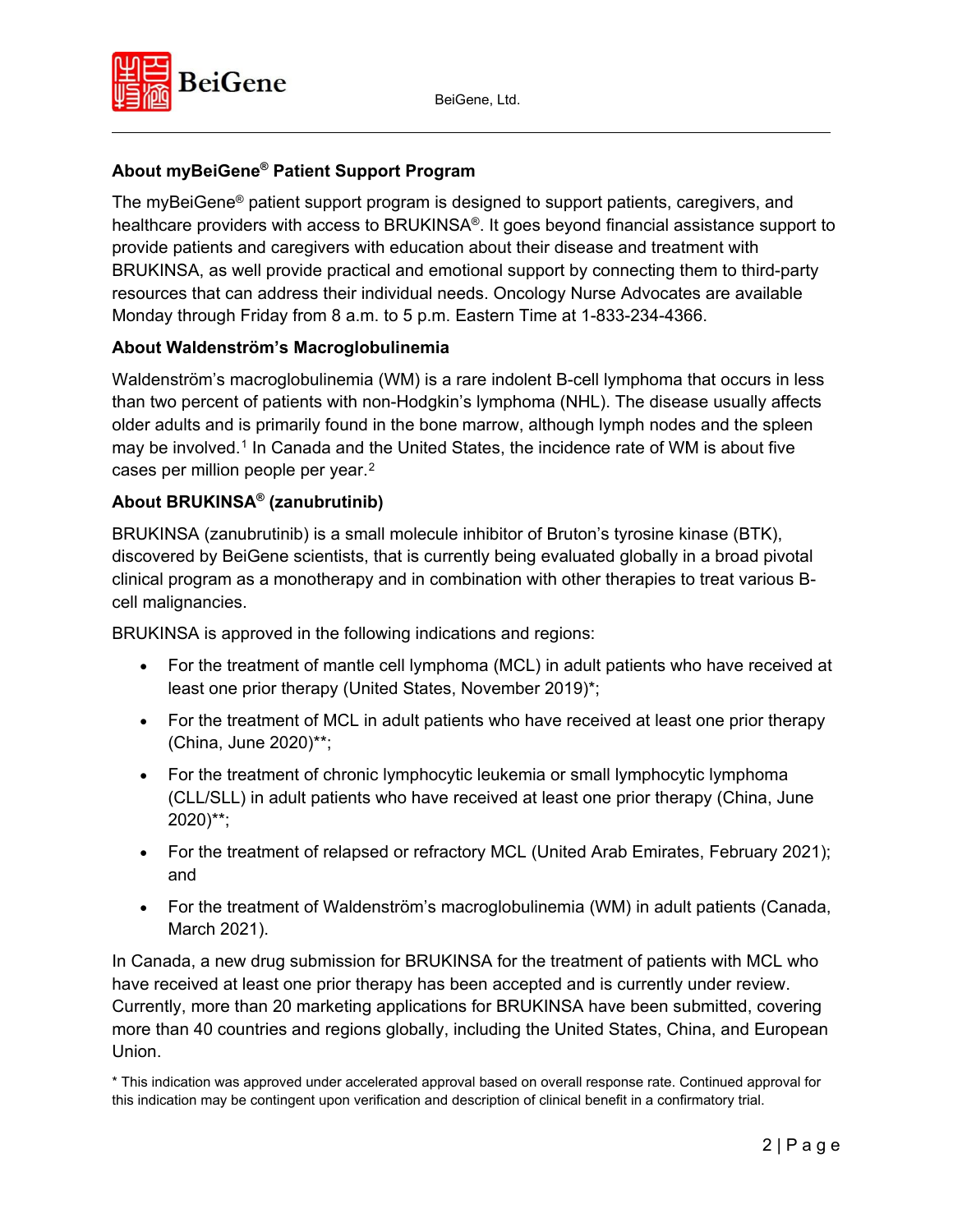**About myBeiGene® Patient Support Program**

The myBeiGene® patient support program is designed to support patients, caregivers, and healthcare providers with access to BRUKINSA®. It goes beyond financial assistance support to provide patients and caregivers with education about their disease and treatment with BRUKINSA, as well provide practical and emotional support by connecting them to third-party resources that can address their individual needs. Oncology Nurse Advocates are available Monday through Friday from 8 a.m. to 5 p.m. Eastern Time at 1-833-234-4366.

**About Waldenström's Macroglobulinemia**

Waldenström's macroglobulinemia (WM) is a rare indolent B-cell lymphoma that occurs in less than two percent of patients with non-Hodgkin's lymphoma (NHL). The disease usually affects older adults and is primarily found in the bone marrow, although lymph nodes and the spleen may be involved.[1] In Canada and the United States, the incidence rate of WM is about five cases per million people per year.[2]

**About BRUKINSA® (zanubrutinib)**

BRUKINSA (zanubrutinib) is a small molecule inhibitor of Bruton's tyrosine kinase (BTK), discovered by BeiGene scientists, that is currently being evaluated globally in a broad pivotal clinical program as a monotherapy and in combination with other therapies to treat various B-cell malignancies.

BRUKINSA is approved in the following indications and regions:

- For the treatment of mantle cell lymphoma (MCL) in adult patients who have received at least one prior therapy (United States, November 2019)*;
- For the treatment of MCL in adult patients who have received at least one prior therapy (China, June 2020)**;
- For the treatment of chronic lymphocytic leukemia or small lymphocytic lymphoma (CLL/SLL) in adult patients who have received at least one prior therapy (China, June 2020)**;
- For the treatment of relapsed or refractory MCL (United Arab Emirates, February 2021); and
- For the treatment of Waldenström's macroglobulinemia (WM) in adult patients (Canada, March 2021).

In Canada, a new drug submission for BRUKINSA for the treatment of patients with MCL who have received at least one prior therapy has been accepted and is currently under review. Currently, more than 20 marketing applications for BRUKINSA have been submitted, covering more than 40 countries and regions globally, including the United States, China, and European Union.

\* This indication was approved under accelerated approval based on overall response rate. Continued approval for this indication may be contingent upon verification and description of clinical benefit in a confirmatory trial.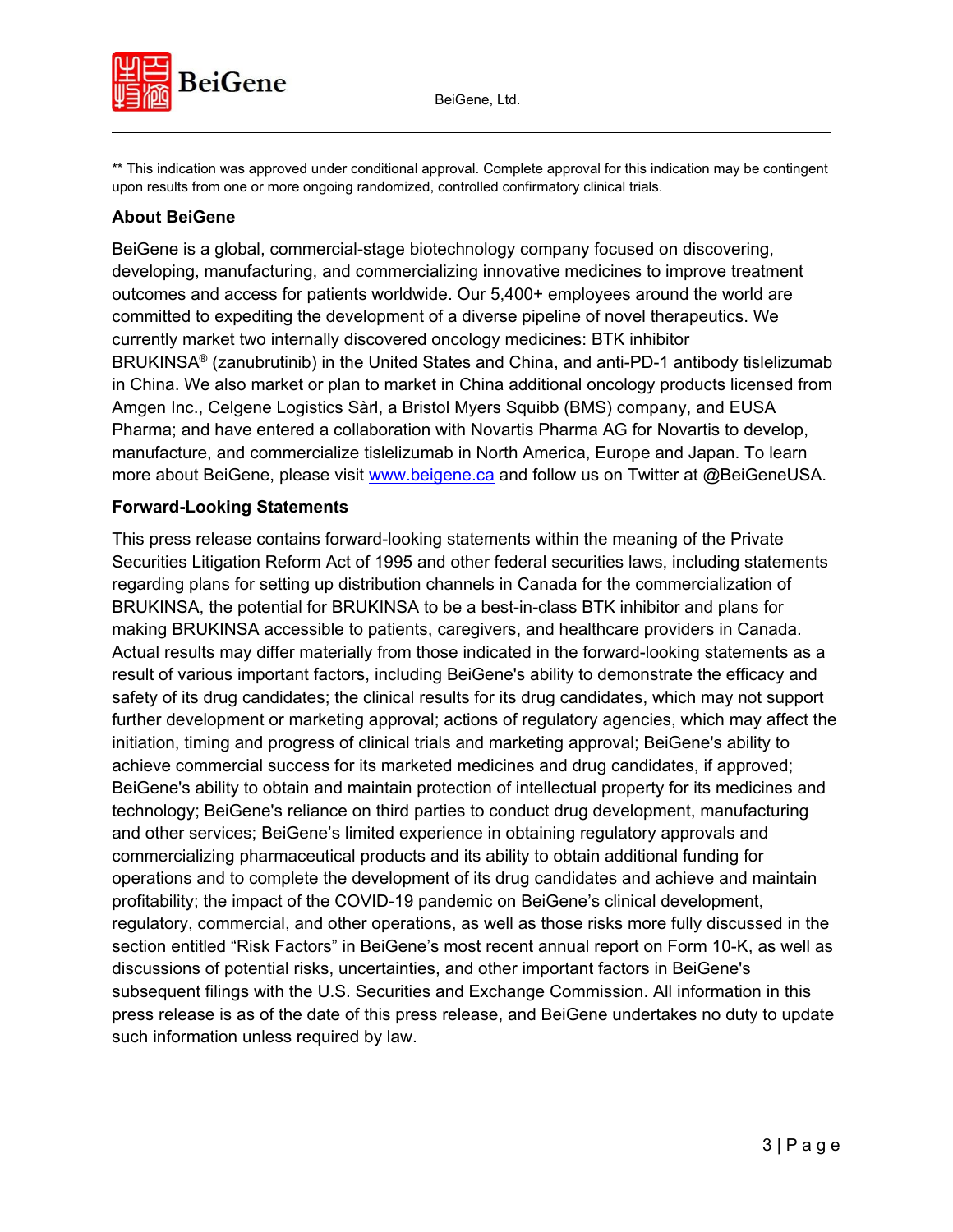** This indication was approved under conditional approval. Complete approval for this indication may be contingent upon results from one or more ongoing randomized, controlled confirmatory clinical trials.

**About BeiGene**

BeiGene is a global, commercial-stage biotechnology company focused on discovering, developing, manufacturing, and commercializing innovative medicines to improve treatment outcomes and access for patients worldwide. Our 5,400+ employees around the world are committed to expediting the development of a diverse pipeline of novel therapeutics. We currently market two internally discovered oncology medicines: BTK inhibitor BRUKINSA® (zanubrutinib) in the United States and China, and anti-PD-1 antibody tislelizumab in China. We also market or plan to market in China additional oncology products licensed from Amgen Inc., Celgene Logistics Sàrl, a Bristol Myers Squibb (BMS) company, and EUSA Pharma; and have entered a collaboration with Novartis Pharma AG for Novartis to develop, manufacture, and commercialize tislelizumab in North America, Europe and Japan. To learn more about BeiGene, please visit [www.beigene.ca](http://www.beigene.ca) and follow us on Twitter at @BeiGeneUSA.

**Forward-Looking Statements**

This press release contains forward-looking statements within the meaning of the Private Securities Litigation Reform Act of 1995 and other federal securities laws, including statements regarding plans for setting up distribution channels in Canada for the commercialization of BRUKINSA, the potential for BRUKINSA to be a best-in-class BTK inhibitor and plans for making BRUKINSA accessible to patients, caregivers, and healthcare providers in Canada. Actual results may differ materially from those indicated in the forward-looking statements as a result of various important factors, including BeiGene's ability to demonstrate the efficacy and safety of its drug candidates; the clinical results for its drug candidates, which may not support further development or marketing approval; actions of regulatory agencies, which may affect the initiation, timing and progress of clinical trials and marketing approval; BeiGene's ability to achieve commercial success for its marketed medicines and drug candidates, if approved; BeiGene's ability to obtain and maintain protection of intellectual property for its medicines and technology; BeiGene's reliance on third parties to conduct drug development, manufacturing and other services; BeiGene's limited experience in obtaining regulatory approvals and commercializing pharmaceutical products and its ability to obtain additional funding for operations and to complete the development of its drug candidates and achieve and maintain profitability; the impact of the COVID-19 pandemic on BeiGene's clinical development, regulatory, commercial, and other operations, as well as those risks more fully discussed in the section entitled "Risk Factors" in BeiGene's most recent annual report on Form 10-K, as well as discussions of potential risks, uncertainties, and other important factors in BeiGene's subsequent filings with the U.S. Securities and Exchange Commission. All information in this press release is as of the date of this press release, and BeiGene undertakes no duty to update such information unless required by law.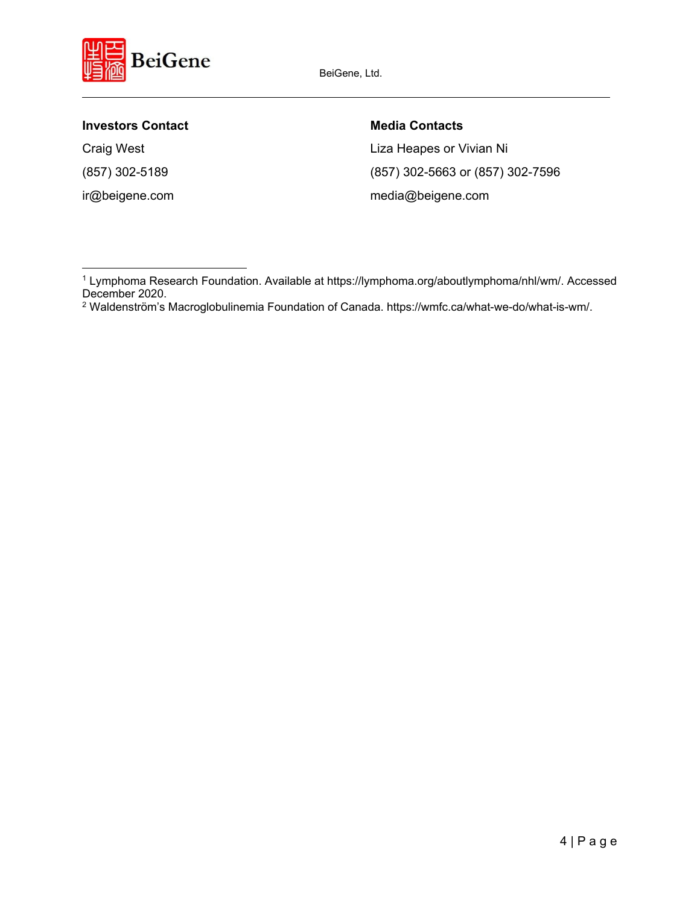**Investors Contact**

Craig West

(857) 302-5189

ir@beigene.com

**Media Contacts**

Liza Heapes or Vivian Ni

(857) 302-5663 or (857) 302-7596

media@beigene.com

---

[1] Lymphoma Research Foundation. Available at https://lymphoma.org/aboutlymphoma/nhl/wm/. Accessed December 2020.

[2] Waldenström's Macroglobulinemia Foundation of Canada. https://wmfc.ca/what-we-do/what-is-wm/.